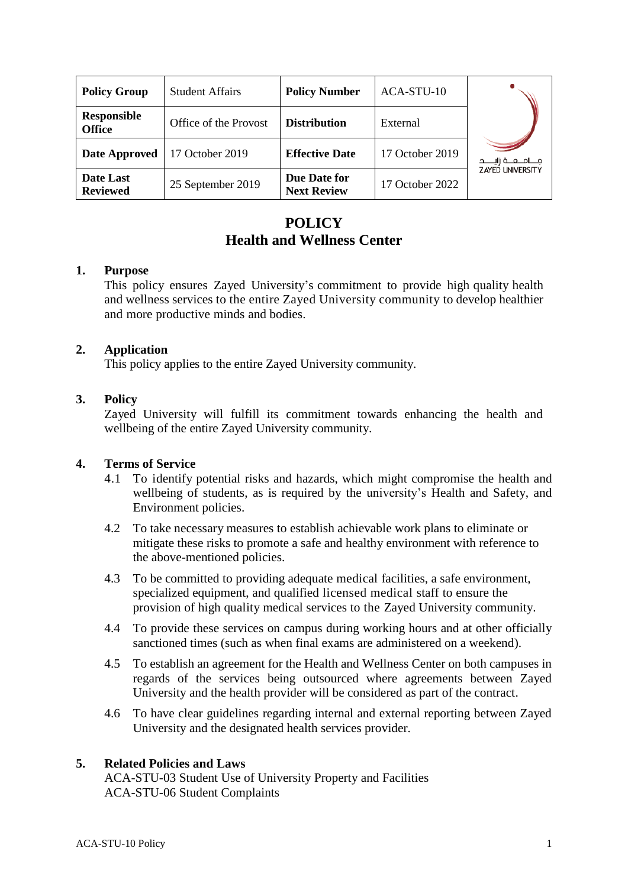| Policy Group | Student Affairs | Policy Number | ACA-STU-10 |
|---|---|---|---|
| Responsible Office | Office of the Provost | Distribution | External |
| Date Approved | 17 October 2019 | Effective Date | 17 October 2019 |
| Date Last Reviewed | 25 September 2019 | Due Date for Next Review | 17 October 2022 |

# POLICY
# Health and Wellness Center

## 1. Purpose

This policy ensures Zayed University's commitment to provide high quality health and wellness services to the entire Zayed University community to develop healthier and more productive minds and bodies.

## 2. Application

This policy applies to the entire Zayed University community.

## 3. Policy

Zayed University will fulfill its commitment towards enhancing the health and wellbeing of the entire Zayed University community.

## 4. Terms of Service

4.1 To identify potential risks and hazards, which might compromise the health and wellbeing of students, as is required by the university's Health and Safety, and Environment policies.

4.2 To take necessary measures to establish achievable work plans to eliminate or mitigate these risks to promote a safe and healthy environment with reference to the above-mentioned policies.

4.3 To be committed to providing adequate medical facilities, a safe environment, specialized equipment, and qualified licensed medical staff to ensure the provision of high quality medical services to the Zayed University community.

4.4 To provide these services on campus during working hours and at other officially sanctioned times (such as when final exams are administered on a weekend).

4.5 To establish an agreement for the Health and Wellness Center on both campuses in regards of the services being outsourced where agreements between Zayed University and the health provider will be considered as part of the contract.

4.6 To have clear guidelines regarding internal and external reporting between Zayed University and the designated health services provider.

## 5. Related Policies and Laws

ACA-STU-03 Student Use of University Property and Facilities
ACA-STU-06 Student Complaints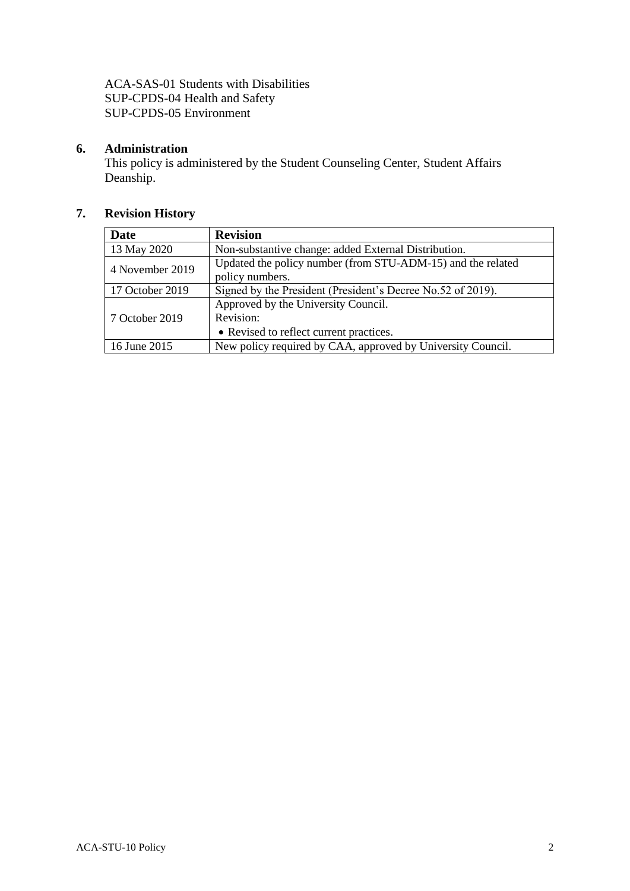ACA-SAS-01 Students with Disabilities
SUP-CPDS-04 Health and Safety
SUP-CPDS-05 Environment

## 6. Administration

This policy is administered by the Student Counseling Center, Student Affairs Deanship.

## 7. Revision History

| Date | Revision |
|---|---|
| 13 May 2020 | Non-substantive change: added External Distribution. |
| 4 November 2019 | Updated the policy number (from STU-ADM-15) and the related policy numbers. |
| 17 October 2019 | Signed by the President (President's Decree No.52 of 2019). |
| 7 October 2019 | Approved by the University Council.<br>Revision:<br>• Revised to reflect current practices. |
| 16 June 2015 | New policy required by CAA, approved by University Council. |